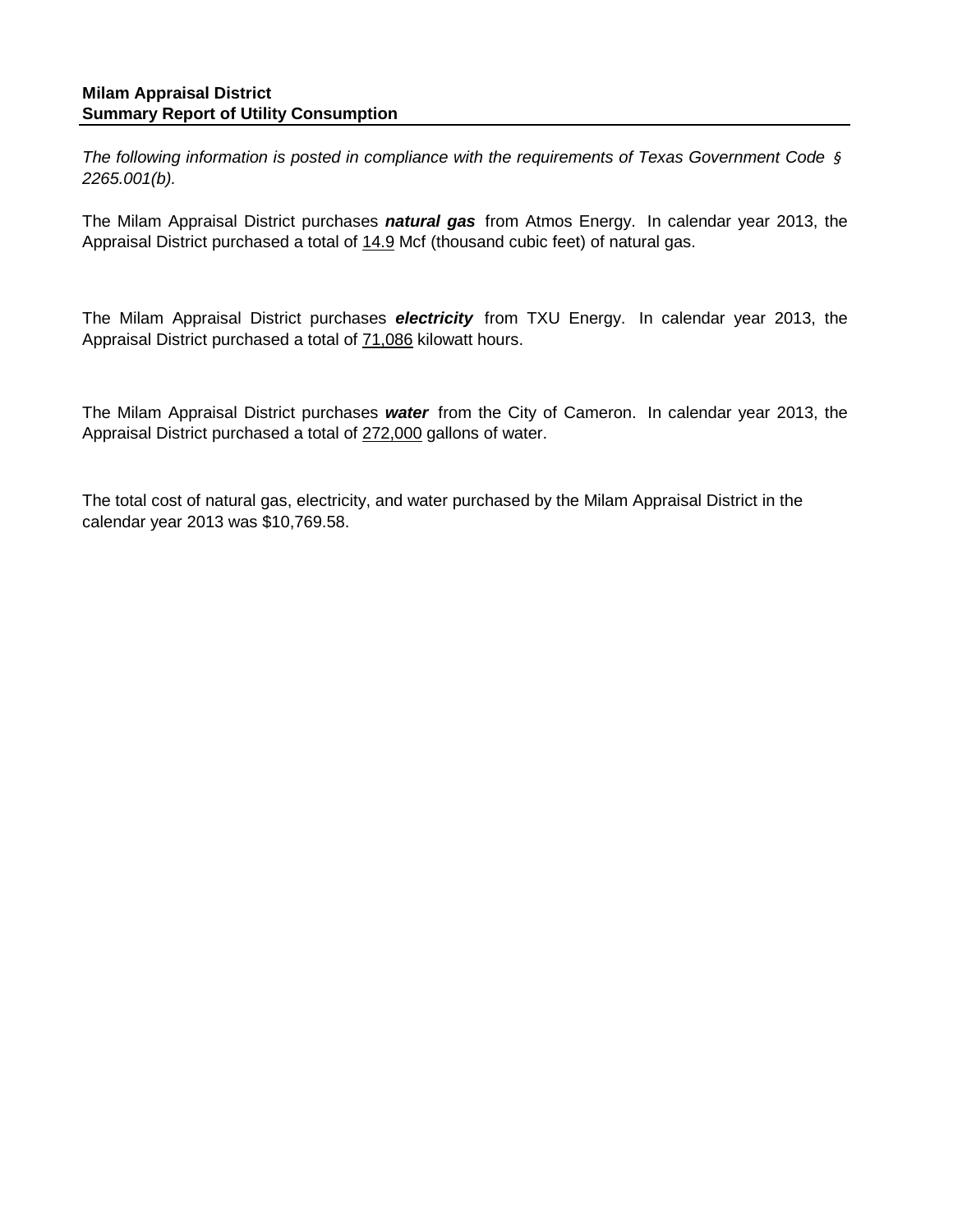**Milam Appraisal District**
**Summary Report of Utility Consumption**

---

*The following information is posted in compliance with the requirements of Texas Government Code § 2265.001(b).*

The Milam Appraisal District purchases ***natural gas*** from Atmos Energy. In calendar year 2013, the Appraisal District purchased a total of 14.9 Mcf (thousand cubic feet) of natural gas.

The Milam Appraisal District purchases ***electricity*** from TXU Energy. In calendar year 2013, the Appraisal District purchased a total of 71,086 kilowatt hours.

The Milam Appraisal District purchases ***water*** from the City of Cameron. In calendar year 2013, the Appraisal District purchased a total of 272,000 gallons of water.

The total cost of natural gas, electricity, and water purchased by the Milam Appraisal District in the calendar year 2013 was $10,769.58.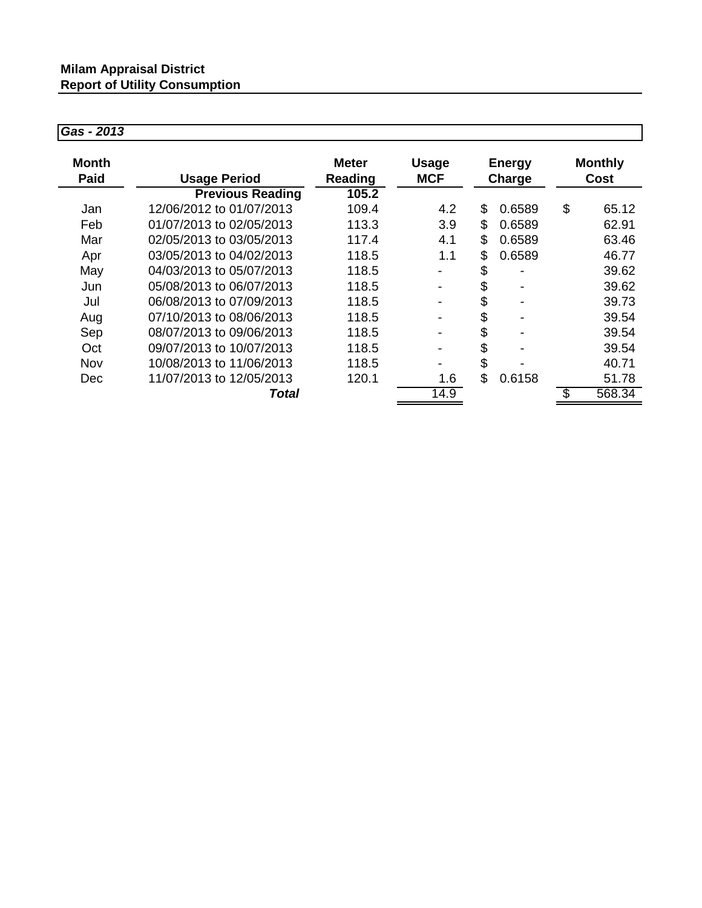**Milam Appraisal District**
**Report of Utility Consumption**

***Gas - 2013***

| Month Paid | Usage Period | Meter Reading | Usage MCF | Energy Charge | Monthly Cost |
|---|---|---|---|---|---|
| | **Previous Reading** | **105.2** | | | |
| Jan | 12/06/2012 to 01/07/2013 | 109.4 | 4.2 | $ 0.6589 | $ 65.12 |
| Feb | 01/07/2013 to 02/05/2013 | 113.3 | 3.9 | $ 0.6589 | 62.91 |
| Mar | 02/05/2013 to 03/05/2013 | 117.4 | 4.1 | $ 0.6589 | 63.46 |
| Apr | 03/05/2013 to 04/02/2013 | 118.5 | 1.1 | $ 0.6589 | 46.77 |
| May | 04/03/2013 to 05/07/2013 | 118.5 | - | $ - | 39.62 |
| Jun | 05/08/2013 to 06/07/2013 | 118.5 | - | $ - | 39.62 |
| Jul | 06/08/2013 to 07/09/2013 | 118.5 | - | $ - | 39.73 |
| Aug | 07/10/2013 to 08/06/2013 | 118.5 | - | $ - | 39.54 |
| Sep | 08/07/2013 to 09/06/2013 | 118.5 | - | $ - | 39.54 |
| Oct | 09/07/2013 to 10/07/2013 | 118.5 | - | $ - | 39.54 |
| Nov | 10/08/2013 to 11/06/2013 | 118.5 | - | $ - | 40.71 |
| Dec | 11/07/2013 to 12/05/2013 | 120.1 | 1.6 | $ 0.6158 | 51.78 |
| | ***Total*** | | 14.9 | | $ 568.34 |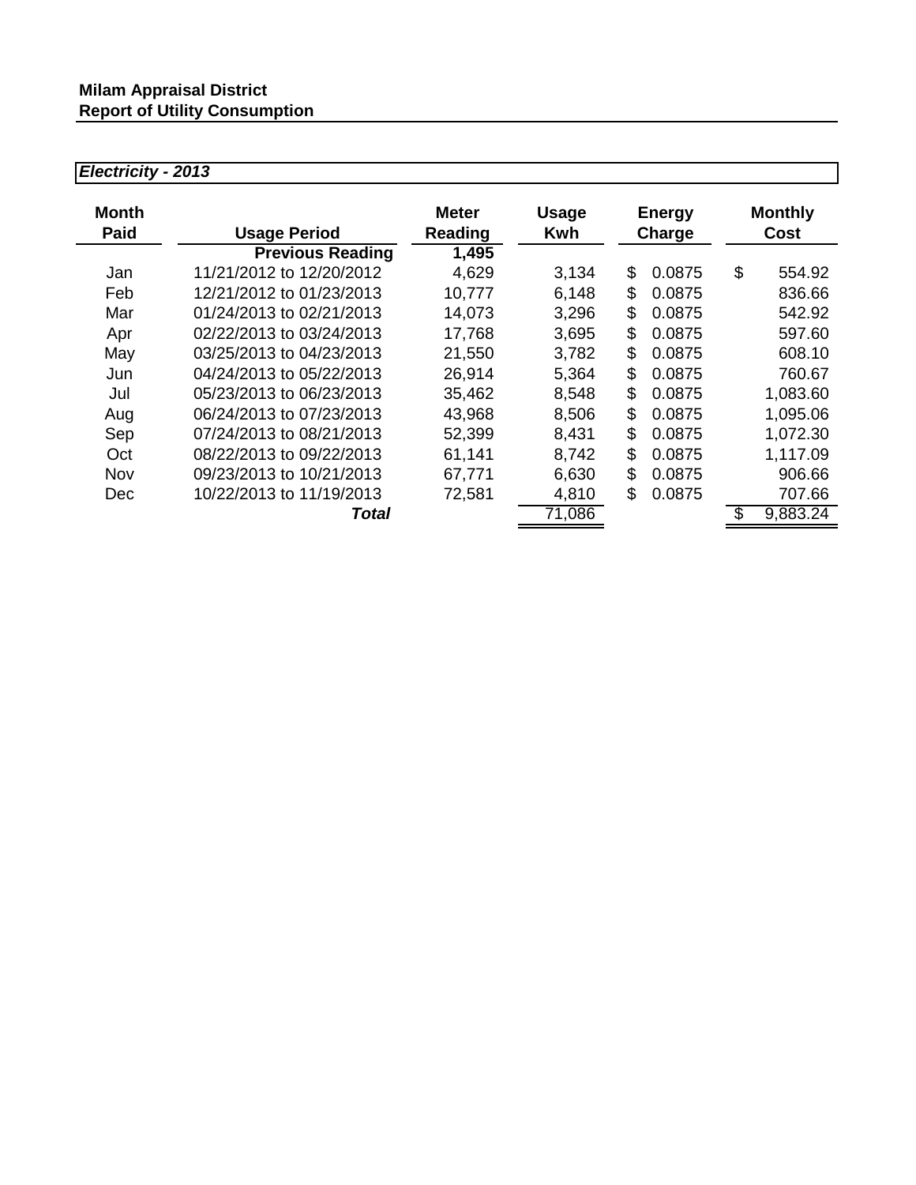**Milam Appraisal District**
**Report of Utility Consumption**

***Electricity - 2013***

| Month Paid | Usage Period | Meter Reading | Usage Kwh | Energy Charge | Monthly Cost |
|---|---|---|---|---|---|
| | **Previous Reading** | **1,495** | | | |
| Jan | 11/21/2012 to 12/20/2012 | 4,629 | 3,134 | $ 0.0875 | $ 554.92 |
| Feb | 12/21/2012 to 01/23/2013 | 10,777 | 6,148 | $ 0.0875 | 836.66 |
| Mar | 01/24/2013 to 02/21/2013 | 14,073 | 3,296 | $ 0.0875 | 542.92 |
| Apr | 02/22/2013 to 03/24/2013 | 17,768 | 3,695 | $ 0.0875 | 597.60 |
| May | 03/25/2013 to 04/23/2013 | 21,550 | 3,782 | $ 0.0875 | 608.10 |
| Jun | 04/24/2013 to 05/22/2013 | 26,914 | 5,364 | $ 0.0875 | 760.67 |
| Jul | 05/23/2013 to 06/23/2013 | 35,462 | 8,548 | $ 0.0875 | 1,083.60 |
| Aug | 06/24/2013 to 07/23/2013 | 43,968 | 8,506 | $ 0.0875 | 1,095.06 |
| Sep | 07/24/2013 to 08/21/2013 | 52,399 | 8,431 | $ 0.0875 | 1,072.30 |
| Oct | 08/22/2013 to 09/22/2013 | 61,141 | 8,742 | $ 0.0875 | 1,117.09 |
| Nov | 09/23/2013 to 10/21/2013 | 67,771 | 6,630 | $ 0.0875 | 906.66 |
| Dec | 10/22/2013 to 11/19/2013 | 72,581 | 4,810 | $ 0.0875 | 707.66 |
| | ***Total*** | | 71,086 | | $ 9,883.24 |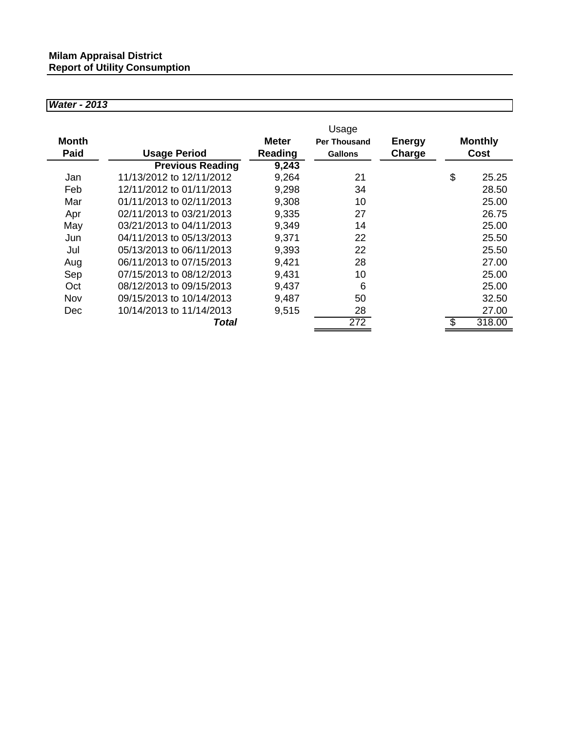**Milam Appraisal District**
**Report of Utility Consumption**

***Water - 2013***

| Month Paid | Usage Period | Meter Reading | Usage Per Thousand Gallons | Energy Charge | Monthly Cost |
|---|---|---|---|---|---|
| | **Previous Reading** | **9,243** | | | |
| Jan | 11/13/2012 to 12/11/2012 | 9,264 | 21 | | $ 25.25 |
| Feb | 12/11/2012 to 01/11/2013 | 9,298 | 34 | | 28.50 |
| Mar | 01/11/2013 to 02/11/2013 | 9,308 | 10 | | 25.00 |
| Apr | 02/11/2013 to 03/21/2013 | 9,335 | 27 | | 26.75 |
| May | 03/21/2013 to 04/11/2013 | 9,349 | 14 | | 25.00 |
| Jun | 04/11/2013 to 05/13/2013 | 9,371 | 22 | | 25.50 |
| Jul | 05/13/2013 to 06/11/2013 | 9,393 | 22 | | 25.50 |
| Aug | 06/11/2013 to 07/15/2013 | 9,421 | 28 | | 27.00 |
| Sep | 07/15/2013 to 08/12/2013 | 9,431 | 10 | | 25.00 |
| Oct | 08/12/2013 to 09/15/2013 | 9,437 | 6 | | 25.00 |
| Nov | 09/15/2013 to 10/14/2013 | 9,487 | 50 | | 32.50 |
| Dec | 10/14/2013 to 11/14/2013 | 9,515 | 28 | | 27.00 |
| | ***Total*** | | 272 | | $ 318.00 |